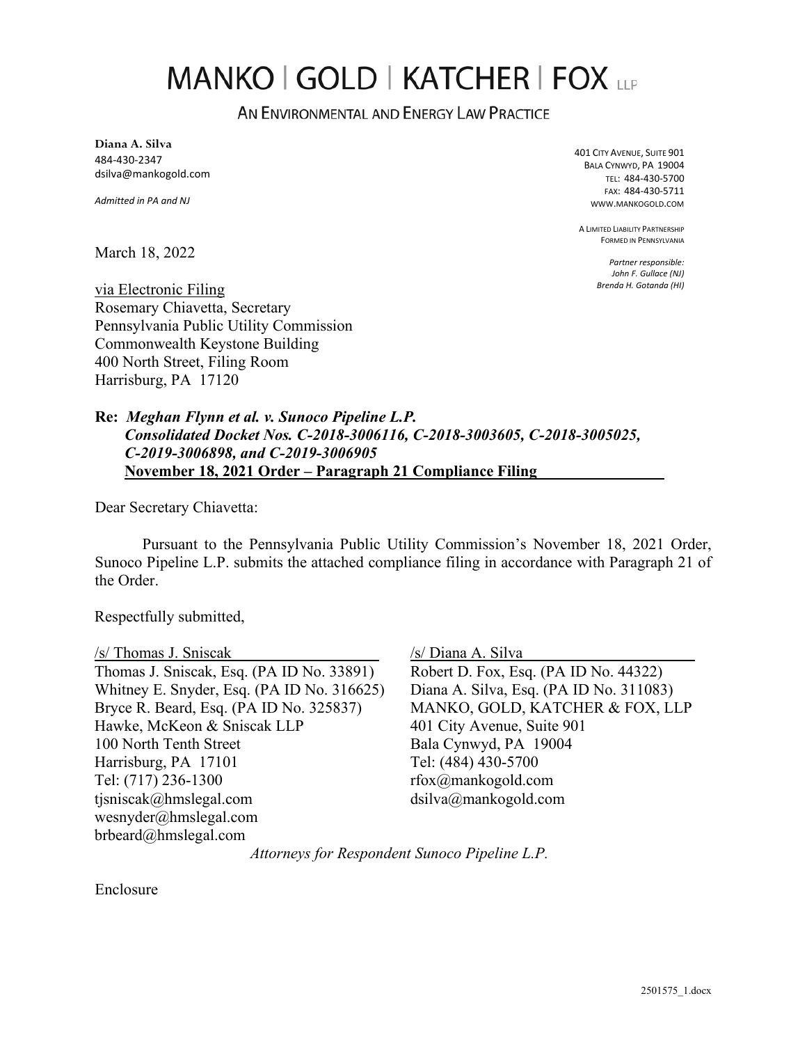# MANKO | GOLD | KATCHER | FOX LLP

AN ENVIRONMENTAL AND ENERGY LAW PRACTICE

**Diana A. Silva**
484-430-2347
dsilva@mankogold.com

*Admitted in PA and NJ*

401 CITY AVENUE, SUITE 901
BALA CYNWYD, PA 19004
TEL: 484-430-5700
FAX: 484-430-5711
WWW.MANKOGOLD.COM

A LIMITED LIABILITY PARTNERSHIP
FORMED IN PENNSYLVANIA

*Partner responsible:*
*John F. Gullace (NJ)*
*Brenda H. Gotanda (HI)*

March 18, 2022

via Electronic Filing
Rosemary Chiavetta, Secretary
Pennsylvania Public Utility Commission
Commonwealth Keystone Building
400 North Street, Filing Room
Harrisburg, PA 17120

**Re: *Meghan Flynn et al. v. Sunoco Pipeline L.P.***
***Consolidated Docket Nos. C-2018-3006116, C-2018-3003605, C-2018-3005025, C-2019-3006898, and C-2019-3006905***
**November 18, 2021 Order – Paragraph 21 Compliance Filing**

Dear Secretary Chiavetta:

Pursuant to the Pennsylvania Public Utility Commission's November 18, 2021 Order, Sunoco Pipeline L.P. submits the attached compliance filing in accordance with Paragraph 21 of the Order.

Respectfully submitted,

/s/ Thomas J. Sniscak
Thomas J. Sniscak, Esq. (PA ID No. 33891)
Whitney E. Snyder, Esq. (PA ID No. 316625)
Bryce R. Beard, Esq. (PA ID No. 325837)
Hawke, McKeon & Sniscak LLP
100 North Tenth Street
Harrisburg, PA 17101
Tel: (717) 236-1300
tjsniscak@hmslegal.com
wesnyder@hmslegal.com
brbeard@hmslegal.com

/s/ Diana A. Silva
Robert D. Fox, Esq. (PA ID No. 44322)
Diana A. Silva, Esq. (PA ID No. 311083)
MANKO, GOLD, KATCHER & FOX, LLP
401 City Avenue, Suite 901
Bala Cynwyd, PA 19004
Tel: (484) 430-5700
rfox@mankogold.com
dsilva@mankogold.com

*Attorneys for Respondent Sunoco Pipeline L.P.*

Enclosure

2501575_1.docx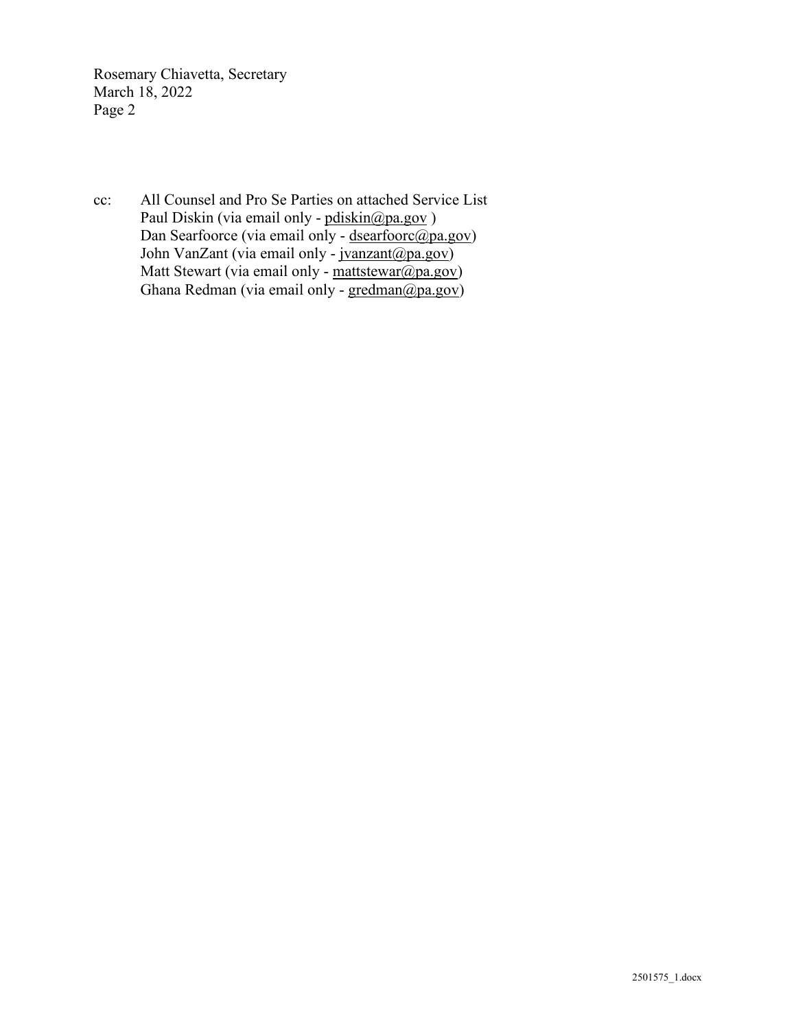cc: All Counsel and Pro Se Parties on attached Service List
Paul Diskin (via email only - pdiskin@pa.gov )
Dan Searfoorce (via email only - dsearfoorc@pa.gov)
John VanZant (via email only - jvanzant@pa.gov)
Matt Stewart (via email only - mattstewar@pa.gov)
Ghana Redman (via email only - gredman@pa.gov)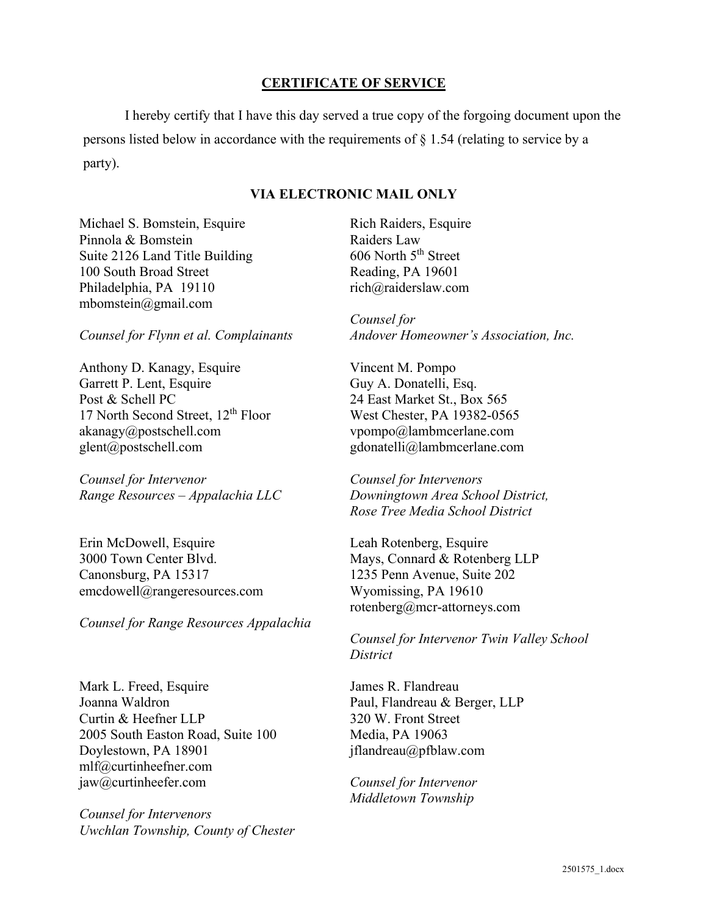## CERTIFICATE OF SERVICE

I hereby certify that I have this day served a true copy of the forgoing document upon the persons listed below in accordance with the requirements of § 1.54 (relating to service by a party).

**VIA ELECTRONIC MAIL ONLY**

Michael S. Bomstein, Esquire
Pinnola & Bomstein
Suite 2126 Land Title Building
100 South Broad Street
Philadelphia, PA 19110
mbomstein@gmail.com

*Counsel for Flynn et al. Complainants*

Rich Raiders, Esquire
Raiders Law
606 North 5th Street
Reading, PA 19601
rich@raiderslaw.com

*Counsel for Andover Homeowner's Association, Inc.*

Anthony D. Kanagy, Esquire
Garrett P. Lent, Esquire
Post & Schell PC
17 North Second Street, 12th Floor
akanagy@postschell.com
glent@postschell.com

*Counsel for Intervenor Range Resources – Appalachia LLC*

Vincent M. Pompo
Guy A. Donatelli, Esq.
24 East Market St., Box 565
West Chester, PA 19382-0565
vpompo@lambmcerlane.com
gdonatelli@lambmcerlane.com

*Counsel for Intervenors Downingtown Area School District, Rose Tree Media School District*

Erin McDowell, Esquire
3000 Town Center Blvd.
Canonsburg, PA 15317
emcdowell@rangeresources.com

*Counsel for Range Resources Appalachia*

Leah Rotenberg, Esquire
Mays, Connard & Rotenberg LLP
1235 Penn Avenue, Suite 202
Wyomissing, PA 19610
rotenberg@mcr-attorneys.com

*Counsel for Intervenor Twin Valley School District*

Mark L. Freed, Esquire
Joanna Waldron
Curtin & Heefner LLP
2005 South Easton Road, Suite 100
Doylestown, PA 18901
mlf@curtinheefner.com
jaw@curtinheefer.com

*Counsel for Intervenors Uwchlan Township, County of Chester*

James R. Flandreau
Paul, Flandreau & Berger, LLP
320 W. Front Street
Media, PA 19063
jflandreau@pfblaw.com

*Counsel for Intervenor Middletown Township*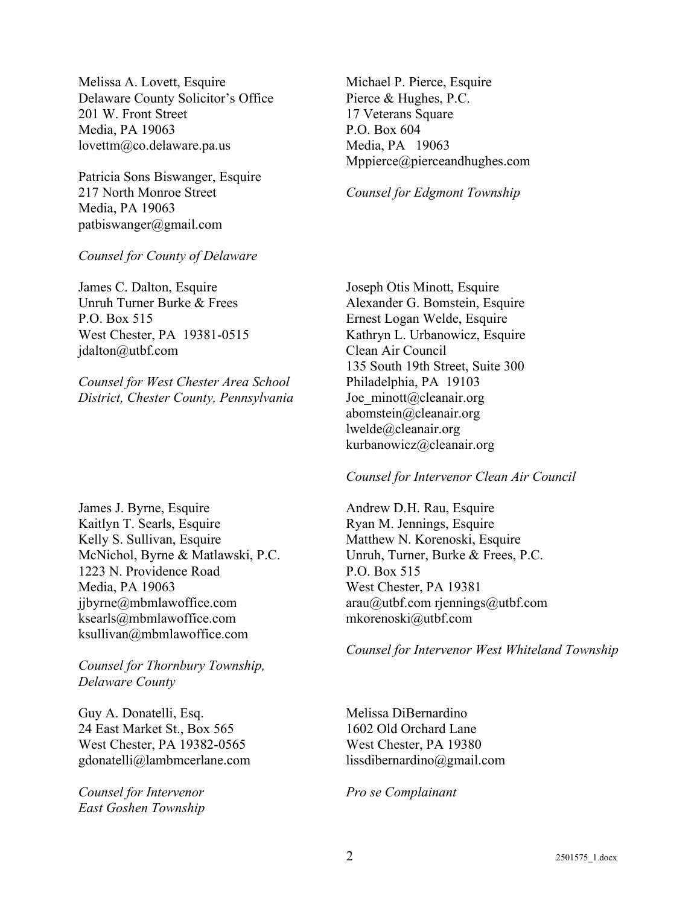Melissa A. Lovett, Esquire
Delaware County Solicitor's Office
201 W. Front Street
Media, PA 19063
lovettm@co.delaware.pa.us

Patricia Sons Biswanger, Esquire
217 North Monroe Street
Media, PA 19063
patbiswanger@gmail.com

*Counsel for County of Delaware*

Michael P. Pierce, Esquire
Pierce & Hughes, P.C.
17 Veterans Square
P.O. Box 604
Media, PA 19063
Mppierce@pierceandhughes.com

*Counsel for Edgmont Township*

James C. Dalton, Esquire
Unruh Turner Burke & Frees
P.O. Box 515
West Chester, PA 19381-0515
jdalton@utbf.com

*Counsel for West Chester Area School District, Chester County, Pennsylvania*

Joseph Otis Minott, Esquire
Alexander G. Bomstein, Esquire
Ernest Logan Welde, Esquire
Kathryn L. Urbanowicz, Esquire
Clean Air Council
135 South 19th Street, Suite 300
Philadelphia, PA 19103
Joe_minott@cleanair.org
abomstein@cleanair.org
lwelde@cleanair.org
kurbanowicz@cleanair.org

*Counsel for Intervenor Clean Air Council*

James J. Byrne, Esquire
Kaitlyn T. Searls, Esquire
Kelly S. Sullivan, Esquire
McNichol, Byrne & Matlawski, P.C.
1223 N. Providence Road
Media, PA 19063
jjbyrne@mbmlawoffice.com
ksearls@mbmlawoffice.com
ksullivan@mbmlawoffice.com

*Counsel for Thornbury Township, Delaware County*

Andrew D.H. Rau, Esquire
Ryan M. Jennings, Esquire
Matthew N. Korenoski, Esquire
Unruh, Turner, Burke & Frees, P.C.
P.O. Box 515
West Chester, PA 19381
arau@utbf.com rjennings@utbf.com
mkorenoski@utbf.com

*Counsel for Intervenor West Whiteland Township*

Guy A. Donatelli, Esq.
24 East Market St., Box 565
West Chester, PA 19382-0565
gdonatelli@lambmcerlane.com

*Counsel for Intervenor East Goshen Township*

Melissa DiBernardino
1602 Old Orchard Lane
West Chester, PA 19380
lissdibernardino@gmail.com

*Pro se Complainant*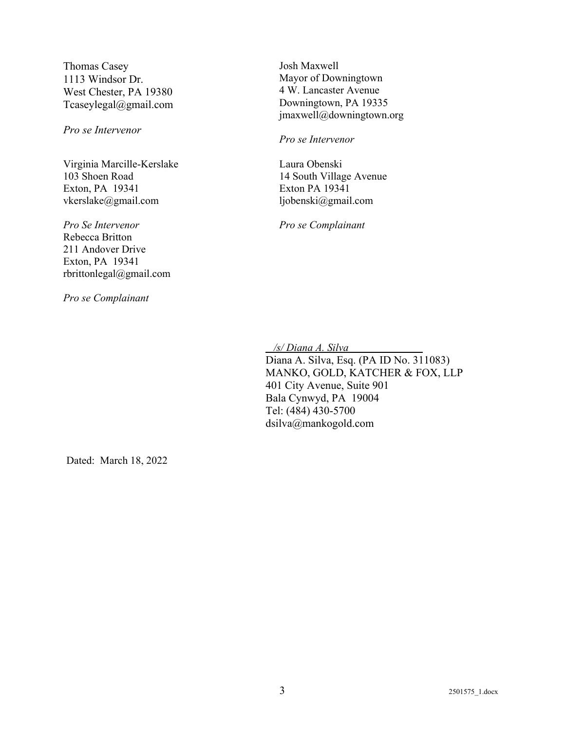Thomas Casey
1113 Windsor Dr.
West Chester, PA 19380
Tcaseylegal@gmail.com

*Pro se Intervenor*

Virginia Marcille-Kerslake
103 Shoen Road
Exton, PA 19341
vkerslake@gmail.com

*Pro Se Intervenor*

Rebecca Britton
211 Andover Drive
Exton, PA 19341
rbrittonlegal@gmail.com

*Pro se Complainant*

Josh Maxwell
Mayor of Downingtown
4 W. Lancaster Avenue
Downingtown, PA 19335
jmaxwell@downingtown.org

*Pro se Intervenor*

Laura Obenski
14 South Village Avenue
Exton PA 19341
ljobenski@gmail.com

*Pro se Complainant*

*/s/ Diana A. Silva*
Diana A. Silva, Esq. (PA ID No. 311083)
MANKO, GOLD, KATCHER & FOX, LLP
401 City Avenue, Suite 901
Bala Cynwyd, PA 19004
Tel: (484) 430-5700
dsilva@mankogold.com

Dated: March 18, 2022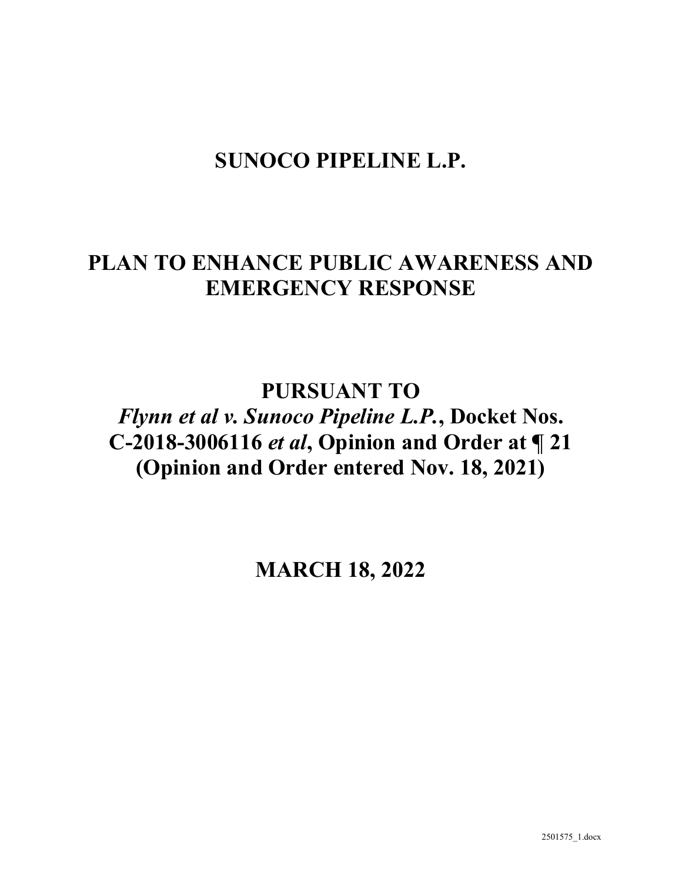# SUNOCO PIPELINE L.P.

# PLAN TO ENHANCE PUBLIC AWARENESS AND EMERGENCY RESPONSE

# PURSUANT TO

# *Flynn et al v. Sunoco Pipeline L.P.*, Docket Nos. C-2018-3006116 *et al*, Opinion and Order at ¶ 21 (Opinion and Order entered Nov. 18, 2021)

# MARCH 18, 2022

2501575_1.docx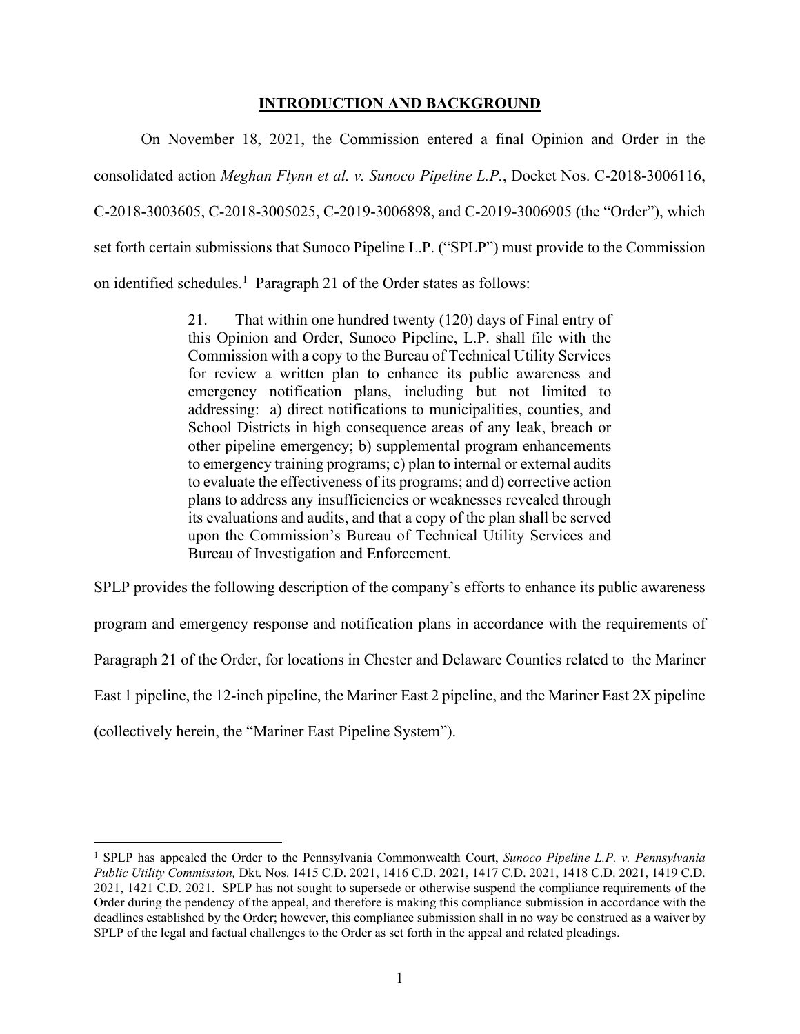## INTRODUCTION AND BACKGROUND

On November 18, 2021, the Commission entered a final Opinion and Order in the consolidated action *Meghan Flynn et al. v. Sunoco Pipeline L.P.*, Docket Nos. C-2018-3006116, C-2018-3003605, C-2018-3005025, C-2019-3006898, and C-2019-3006905 (the "Order"), which set forth certain submissions that Sunoco Pipeline L.P. ("SPLP") must provide to the Commission on identified schedules.[1] Paragraph 21 of the Order states as follows:

> 21. That within one hundred twenty (120) days of Final entry of this Opinion and Order, Sunoco Pipeline, L.P. shall file with the Commission with a copy to the Bureau of Technical Utility Services for review a written plan to enhance its public awareness and emergency notification plans, including but not limited to addressing: a) direct notifications to municipalities, counties, and School Districts in high consequence areas of any leak, breach or other pipeline emergency; b) supplemental program enhancements to emergency training programs; c) plan to internal or external audits to evaluate the effectiveness of its programs; and d) corrective action plans to address any insufficiencies or weaknesses revealed through its evaluations and audits, and that a copy of the plan shall be served upon the Commission's Bureau of Technical Utility Services and Bureau of Investigation and Enforcement.

SPLP provides the following description of the company's efforts to enhance its public awareness program and emergency response and notification plans in accordance with the requirements of Paragraph 21 of the Order, for locations in Chester and Delaware Counties related to the Mariner East 1 pipeline, the 12-inch pipeline, the Mariner East 2 pipeline, and the Mariner East 2X pipeline (collectively herein, the "Mariner East Pipeline System").

---

[1] SPLP has appealed the Order to the Pennsylvania Commonwealth Court, *Sunoco Pipeline L.P. v. Pennsylvania Public Utility Commission,* Dkt. Nos. 1415 C.D. 2021, 1416 C.D. 2021, 1417 C.D. 2021, 1418 C.D. 2021, 1419 C.D. 2021, 1421 C.D. 2021. SPLP has not sought to supersede or otherwise suspend the compliance requirements of the Order during the pendency of the appeal, and therefore is making this compliance submission in accordance with the deadlines established by the Order; however, this compliance submission shall in no way be construed as a waiver by SPLP of the legal and factual challenges to the Order as set forth in the appeal and related pleadings.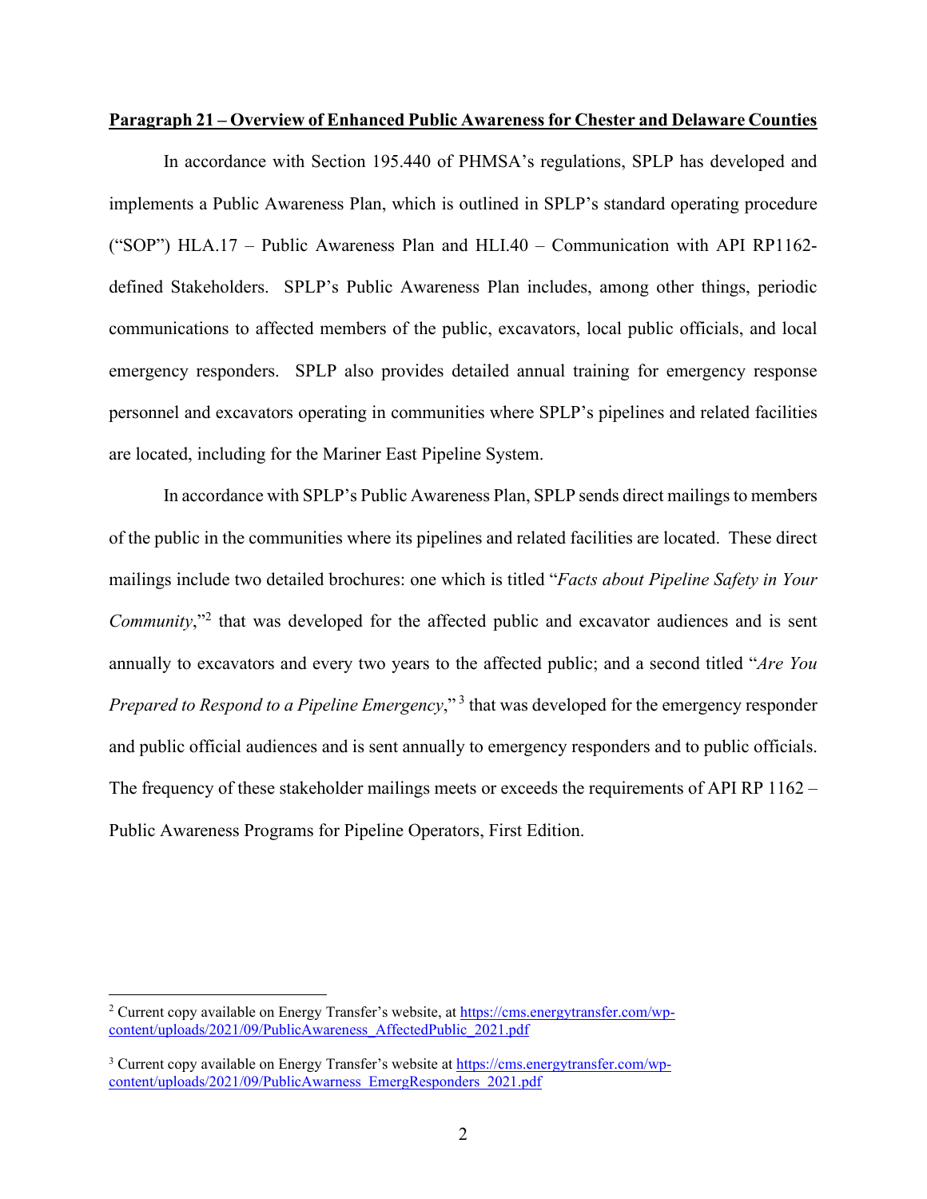**Paragraph 21 – Overview of Enhanced Public Awareness for Chester and Delaware Counties**

In accordance with Section 195.440 of PHMSA's regulations, SPLP has developed and implements a Public Awareness Plan, which is outlined in SPLP's standard operating procedure ("SOP") HLA.17 – Public Awareness Plan and HLI.40 – Communication with API RP1162-defined Stakeholders. SPLP's Public Awareness Plan includes, among other things, periodic communications to affected members of the public, excavators, local public officials, and local emergency responders. SPLP also provides detailed annual training for emergency response personnel and excavators operating in communities where SPLP's pipelines and related facilities are located, including for the Mariner East Pipeline System.

In accordance with SPLP's Public Awareness Plan, SPLP sends direct mailings to members of the public in the communities where its pipelines and related facilities are located. These direct mailings include two detailed brochures: one which is titled "*Facts about Pipeline Safety in Your Community*,"[2] that was developed for the affected public and excavator audiences and is sent annually to excavators and every two years to the affected public; and a second titled "*Are You Prepared to Respond to a Pipeline Emergency*,"[3] that was developed for the emergency responder and public official audiences and is sent annually to emergency responders and to public officials. The frequency of these stakeholder mailings meets or exceeds the requirements of API RP 1162 – Public Awareness Programs for Pipeline Operators, First Edition.

---

[2] Current copy available on Energy Transfer's website, at https://cms.energytransfer.com/wp-content/uploads/2021/09/PublicAwareness_AffectedPublic_2021.pdf

[3] Current copy available on Energy Transfer's website at https://cms.energytransfer.com/wp-content/uploads/2021/09/PublicAwarness_EmergResponders_2021.pdf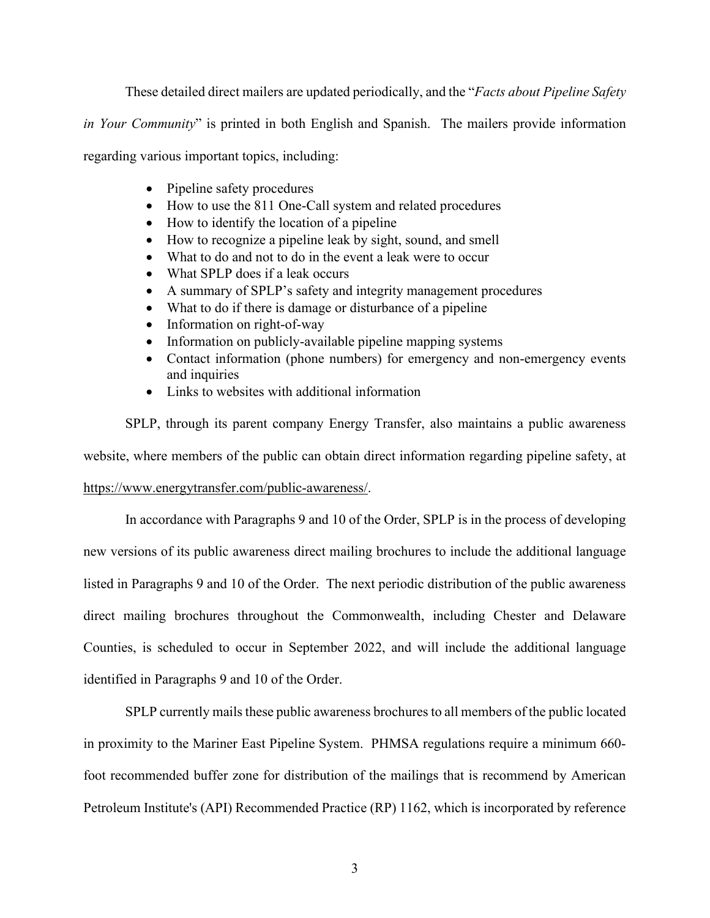These detailed direct mailers are updated periodically, and the "*Facts about Pipeline Safety in Your Community*" is printed in both English and Spanish. The mailers provide information regarding various important topics, including:

- Pipeline safety procedures
- How to use the 811 One-Call system and related procedures
- How to identify the location of a pipeline
- How to recognize a pipeline leak by sight, sound, and smell
- What to do and not to do in the event a leak were to occur
- What SPLP does if a leak occurs
- A summary of SPLP's safety and integrity management procedures
- What to do if there is damage or disturbance of a pipeline
- Information on right-of-way
- Information on publicly-available pipeline mapping systems
- Contact information (phone numbers) for emergency and non-emergency events and inquiries
- Links to websites with additional information

SPLP, through its parent company Energy Transfer, also maintains a public awareness website, where members of the public can obtain direct information regarding pipeline safety, at https://www.energytransfer.com/public-awareness/.

In accordance with Paragraphs 9 and 10 of the Order, SPLP is in the process of developing new versions of its public awareness direct mailing brochures to include the additional language listed in Paragraphs 9 and 10 of the Order. The next periodic distribution of the public awareness direct mailing brochures throughout the Commonwealth, including Chester and Delaware Counties, is scheduled to occur in September 2022, and will include the additional language identified in Paragraphs 9 and 10 of the Order.

SPLP currently mails these public awareness brochures to all members of the public located in proximity to the Mariner East Pipeline System. PHMSA regulations require a minimum 660-foot recommended buffer zone for distribution of the mailings that is recommend by American Petroleum Institute's (API) Recommended Practice (RP) 1162, which is incorporated by reference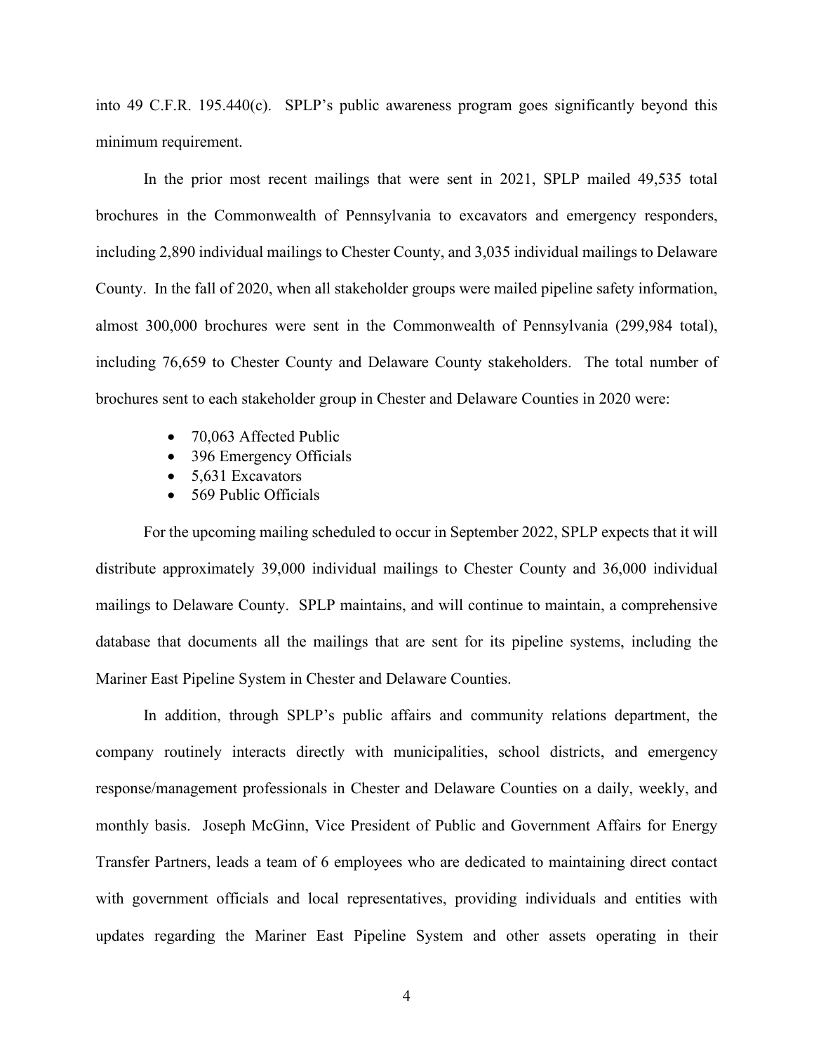into 49 C.F.R. 195.440(c). SPLP's public awareness program goes significantly beyond this minimum requirement.

In the prior most recent mailings that were sent in 2021, SPLP mailed 49,535 total brochures in the Commonwealth of Pennsylvania to excavators and emergency responders, including 2,890 individual mailings to Chester County, and 3,035 individual mailings to Delaware County. In the fall of 2020, when all stakeholder groups were mailed pipeline safety information, almost 300,000 brochures were sent in the Commonwealth of Pennsylvania (299,984 total), including 76,659 to Chester County and Delaware County stakeholders. The total number of brochures sent to each stakeholder group in Chester and Delaware Counties in 2020 were:

- 70,063 Affected Public
- 396 Emergency Officials
- 5,631 Excavators
- 569 Public Officials

For the upcoming mailing scheduled to occur in September 2022, SPLP expects that it will distribute approximately 39,000 individual mailings to Chester County and 36,000 individual mailings to Delaware County. SPLP maintains, and will continue to maintain, a comprehensive database that documents all the mailings that are sent for its pipeline systems, including the Mariner East Pipeline System in Chester and Delaware Counties.

In addition, through SPLP's public affairs and community relations department, the company routinely interacts directly with municipalities, school districts, and emergency response/management professionals in Chester and Delaware Counties on a daily, weekly, and monthly basis. Joseph McGinn, Vice President of Public and Government Affairs for Energy Transfer Partners, leads a team of 6 employees who are dedicated to maintaining direct contact with government officials and local representatives, providing individuals and entities with updates regarding the Mariner East Pipeline System and other assets operating in their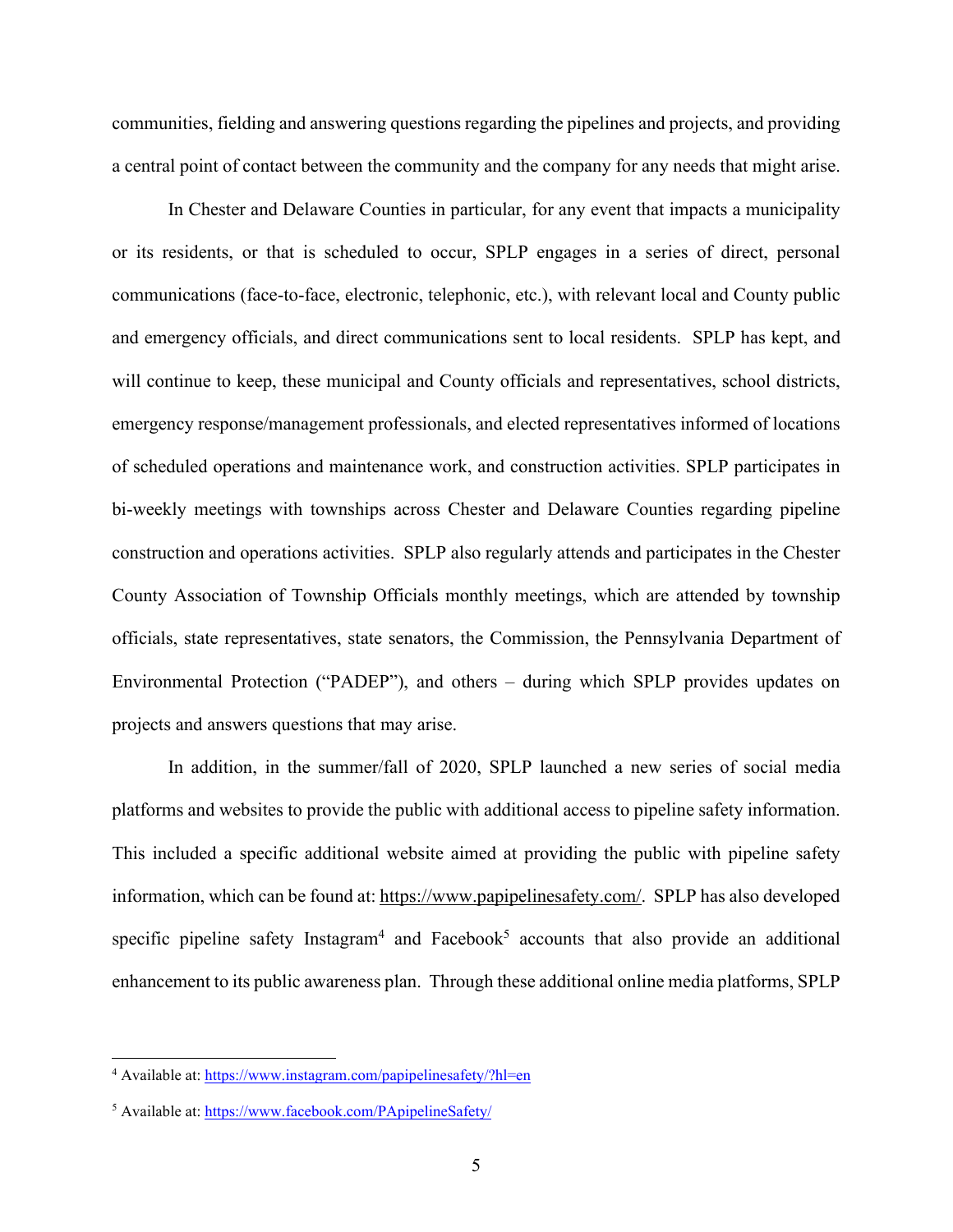communities, fielding and answering questions regarding the pipelines and projects, and providing a central point of contact between the community and the company for any needs that might arise.

In Chester and Delaware Counties in particular, for any event that impacts a municipality or its residents, or that is scheduled to occur, SPLP engages in a series of direct, personal communications (face-to-face, electronic, telephonic, etc.), with relevant local and County public and emergency officials, and direct communications sent to local residents. SPLP has kept, and will continue to keep, these municipal and County officials and representatives, school districts, emergency response/management professionals, and elected representatives informed of locations of scheduled operations and maintenance work, and construction activities. SPLP participates in bi-weekly meetings with townships across Chester and Delaware Counties regarding pipeline construction and operations activities. SPLP also regularly attends and participates in the Chester County Association of Township Officials monthly meetings, which are attended by township officials, state representatives, state senators, the Commission, the Pennsylvania Department of Environmental Protection ("PADEP"), and others – during which SPLP provides updates on projects and answers questions that may arise.

In addition, in the summer/fall of 2020, SPLP launched a new series of social media platforms and websites to provide the public with additional access to pipeline safety information. This included a specific additional website aimed at providing the public with pipeline safety information, which can be found at: https://www.papipelinesafety.com/. SPLP has also developed specific pipeline safety Instagram[4] and Facebook[5] accounts that also provide an additional enhancement to its public awareness plan. Through these additional online media platforms, SPLP

---

[4] Available at: https://www.instagram.com/papipelinesafety/?hl=en

[5] Available at: https://www.facebook.com/PApipelineSafety/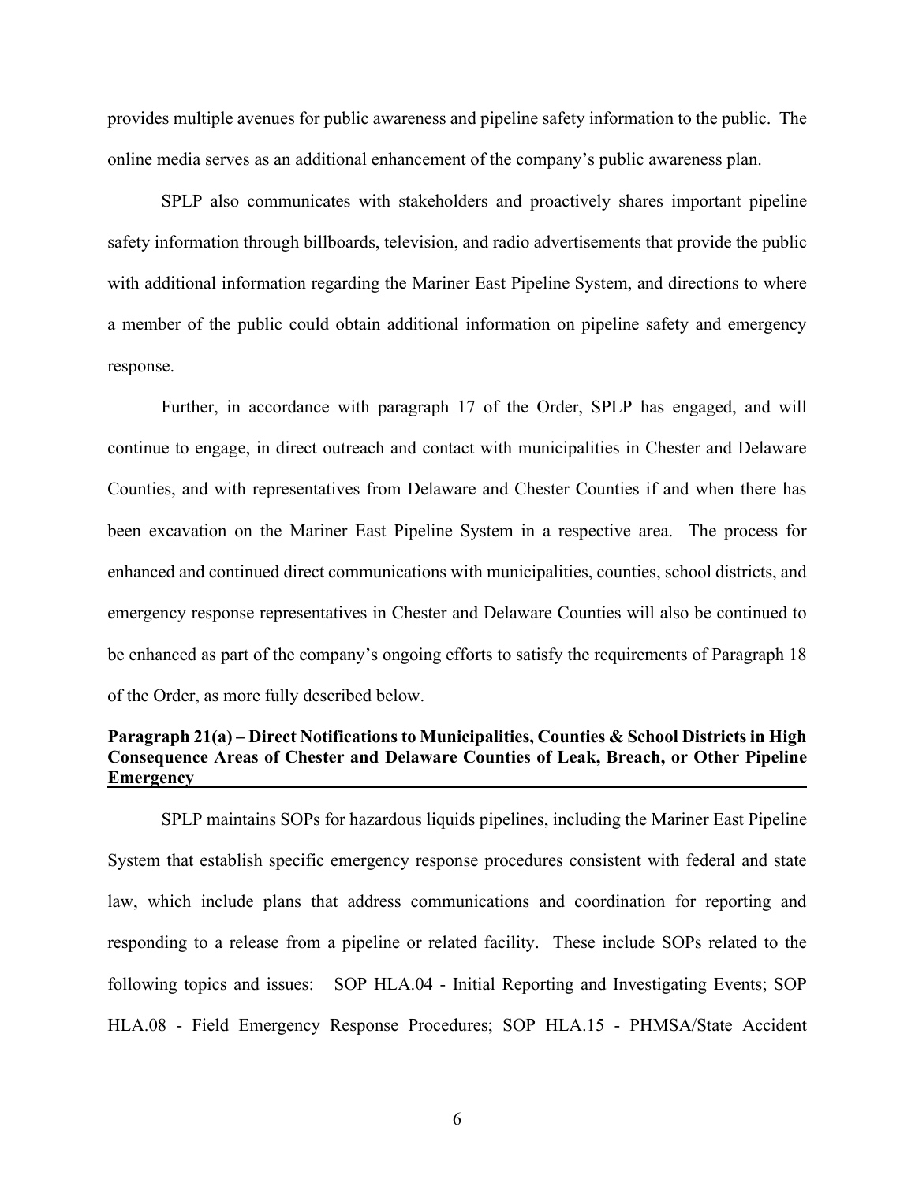provides multiple avenues for public awareness and pipeline safety information to the public. The online media serves as an additional enhancement of the company's public awareness plan.

SPLP also communicates with stakeholders and proactively shares important pipeline safety information through billboards, television, and radio advertisements that provide the public with additional information regarding the Mariner East Pipeline System, and directions to where a member of the public could obtain additional information on pipeline safety and emergency response.

Further, in accordance with paragraph 17 of the Order, SPLP has engaged, and will continue to engage, in direct outreach and contact with municipalities in Chester and Delaware Counties, and with representatives from Delaware and Chester Counties if and when there has been excavation on the Mariner East Pipeline System in a respective area. The process for enhanced and continued direct communications with municipalities, counties, school districts, and emergency response representatives in Chester and Delaware Counties will also be continued to be enhanced as part of the company's ongoing efforts to satisfy the requirements of Paragraph 18 of the Order, as more fully described below.

**Paragraph 21(a) – Direct Notifications to Municipalities, Counties & School Districts in High Consequence Areas of Chester and Delaware Counties of Leak, Breach, or Other Pipeline Emergency**

SPLP maintains SOPs for hazardous liquids pipelines, including the Mariner East Pipeline System that establish specific emergency response procedures consistent with federal and state law, which include plans that address communications and coordination for reporting and responding to a release from a pipeline or related facility. These include SOPs related to the following topics and issues: SOP HLA.04 - Initial Reporting and Investigating Events; SOP HLA.08 - Field Emergency Response Procedures; SOP HLA.15 - PHMSA/State Accident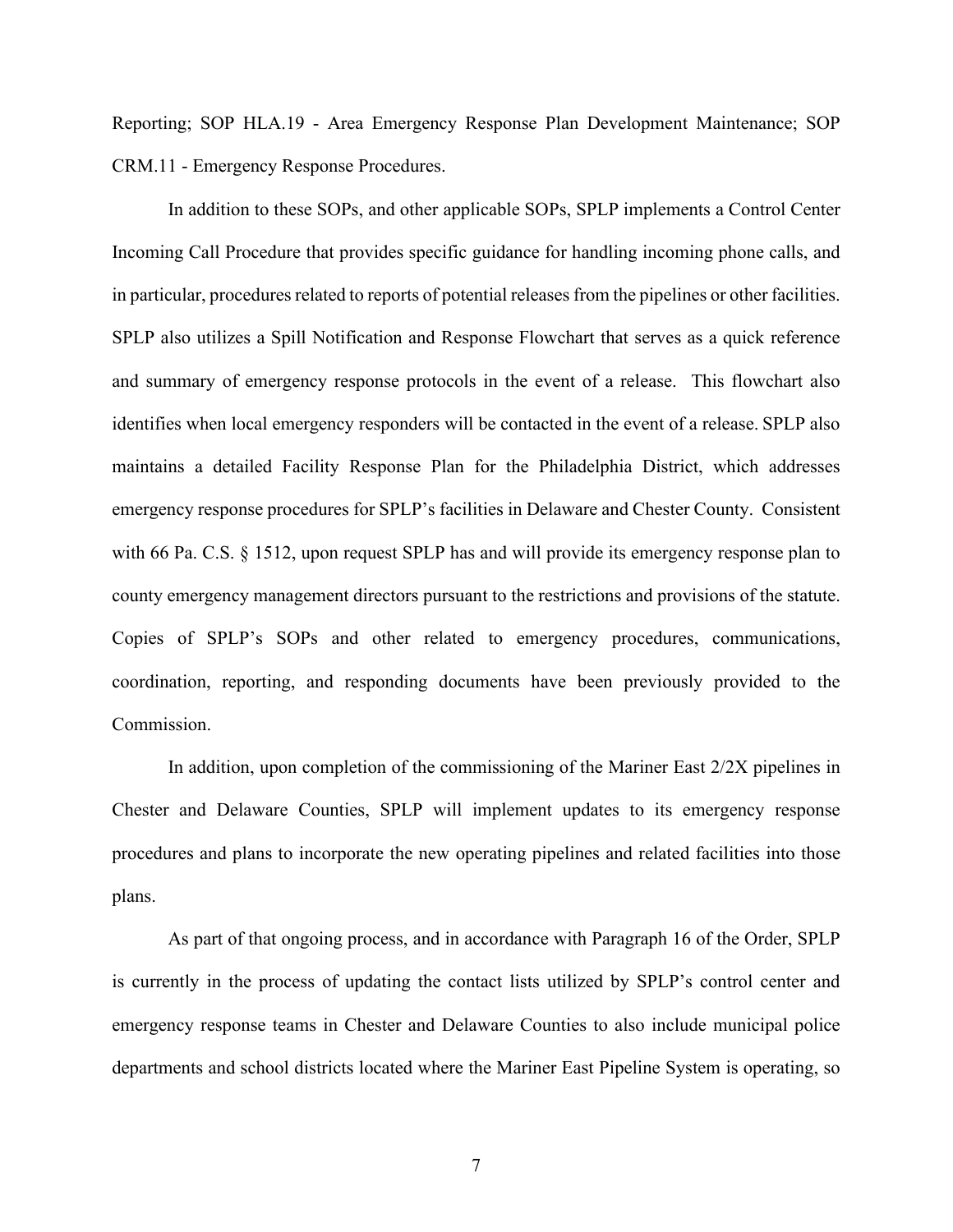Reporting; SOP HLA.19 - Area Emergency Response Plan Development Maintenance; SOP CRM.11 - Emergency Response Procedures.

In addition to these SOPs, and other applicable SOPs, SPLP implements a Control Center Incoming Call Procedure that provides specific guidance for handling incoming phone calls, and in particular, procedures related to reports of potential releases from the pipelines or other facilities. SPLP also utilizes a Spill Notification and Response Flowchart that serves as a quick reference and summary of emergency response protocols in the event of a release. This flowchart also identifies when local emergency responders will be contacted in the event of a release. SPLP also maintains a detailed Facility Response Plan for the Philadelphia District, which addresses emergency response procedures for SPLP's facilities in Delaware and Chester County. Consistent with 66 Pa. C.S. § 1512, upon request SPLP has and will provide its emergency response plan to county emergency management directors pursuant to the restrictions and provisions of the statute. Copies of SPLP's SOPs and other related to emergency procedures, communications, coordination, reporting, and responding documents have been previously provided to the Commission.

In addition, upon completion of the commissioning of the Mariner East 2/2X pipelines in Chester and Delaware Counties, SPLP will implement updates to its emergency response procedures and plans to incorporate the new operating pipelines and related facilities into those plans.

As part of that ongoing process, and in accordance with Paragraph 16 of the Order, SPLP is currently in the process of updating the contact lists utilized by SPLP's control center and emergency response teams in Chester and Delaware Counties to also include municipal police departments and school districts located where the Mariner East Pipeline System is operating, so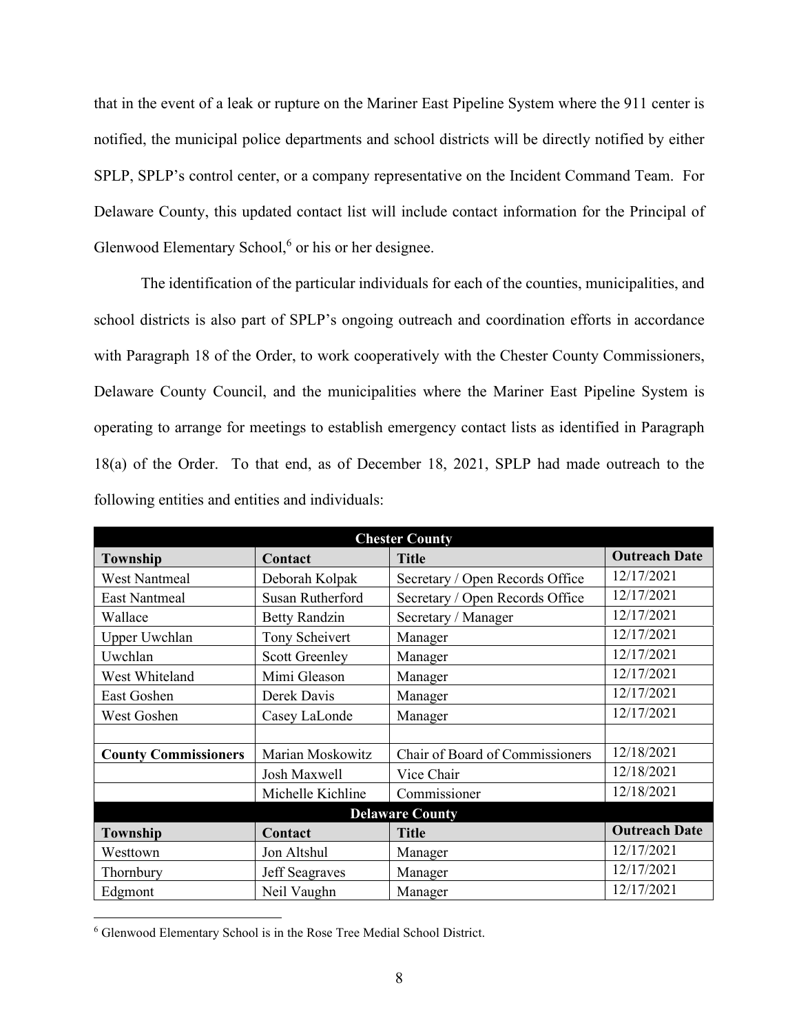that in the event of a leak or rupture on the Mariner East Pipeline System where the 911 center is notified, the municipal police departments and school districts will be directly notified by either SPLP, SPLP's control center, or a company representative on the Incident Command Team. For Delaware County, this updated contact list will include contact information for the Principal of Glenwood Elementary School,[6] or his or her designee.

The identification of the particular individuals for each of the counties, municipalities, and school districts is also part of SPLP's ongoing outreach and coordination efforts in accordance with Paragraph 18 of the Order, to work cooperatively with the Chester County Commissioners, Delaware County Council, and the municipalities where the Mariner East Pipeline System is operating to arrange for meetings to establish emergency contact lists as identified in Paragraph 18(a) of the Order. To that end, as of December 18, 2021, SPLP had made outreach to the following entities and entities and individuals:

| **Chester County** | | | |
|---|---|---|---|
| **Township** | **Contact** | **Title** | **Outreach Date** |
| West Nantmeal | Deborah Kolpak | Secretary / Open Records Office | 12/17/2021 |
| East Nantmeal | Susan Rutherford | Secretary / Open Records Office | 12/17/2021 |
| Wallace | Betty Randzin | Secretary / Manager | 12/17/2021 |
| Upper Uwchlan | Tony Scheivert | Manager | 12/17/2021 |
| Uwchlan | Scott Greenley | Manager | 12/17/2021 |
| West Whiteland | Mimi Gleason | Manager | 12/17/2021 |
| East Goshen | Derek Davis | Manager | 12/17/2021 |
| West Goshen | Casey LaLonde | Manager | 12/17/2021 |
| | | | |
| **County Commissioners** | Marian Moskowitz | Chair of Board of Commissioners | 12/18/2021 |
| | Josh Maxwell | Vice Chair | 12/18/2021 |
| | Michelle Kichline | Commissioner | 12/18/2021 |
| **Delaware County** | | | |
| **Township** | **Contact** | **Title** | **Outreach Date** |
| Westtown | Jon Altshul | Manager | 12/17/2021 |
| Thornbury | Jeff Seagraves | Manager | 12/17/2021 |
| Edgmont | Neil Vaughn | Manager | 12/17/2021 |

[6] Glenwood Elementary School is in the Rose Tree Medial School District.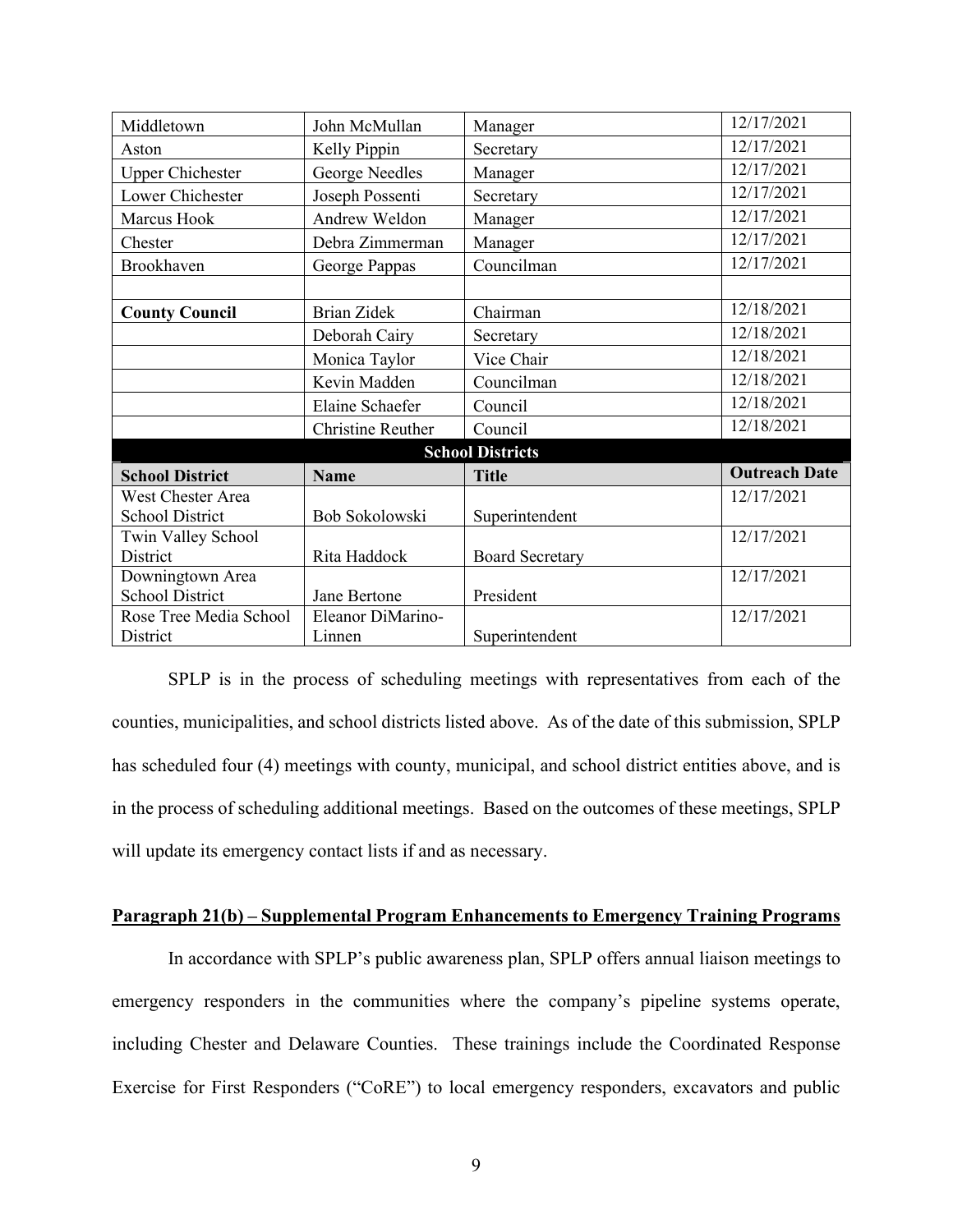| | | | |
|---|---|---|---|
| Middletown | John McMullan | Manager | 12/17/2021 |
| Aston | Kelly Pippin | Secretary | 12/17/2021 |
| Upper Chichester | George Needles | Manager | 12/17/2021 |
| Lower Chichester | Joseph Possenti | Secretary | 12/17/2021 |
| Marcus Hook | Andrew Weldon | Manager | 12/17/2021 |
| Chester | Debra Zimmerman | Manager | 12/17/2021 |
| Brookhaven | George Pappas | Councilman | 12/17/2021 |
| | | | |
| **County Council** | Brian Zidek | Chairman | 12/18/2021 |
| | Deborah Cairy | Secretary | 12/18/2021 |
| | Monica Taylor | Vice Chair | 12/18/2021 |
| | Kevin Madden | Councilman | 12/18/2021 |
| | Elaine Schaefer | Council | 12/18/2021 |
| | Christine Reuther | Council | 12/18/2021 |

| **School Districts** | | | |
|---|---|---|---|
| **School District** | **Name** | **Title** | **Outreach Date** |
| West Chester Area School District | Bob Sokolowski | Superintendent | 12/17/2021 |
| Twin Valley School District | Rita Haddock | Board Secretary | 12/17/2021 |
| Downingtown Area School District | Jane Bertone | President | 12/17/2021 |
| Rose Tree Media School District | Eleanor DiMarino-Linnen | Superintendent | 12/17/2021 |

SPLP is in the process of scheduling meetings with representatives from each of the counties, municipalities, and school districts listed above. As of the date of this submission, SPLP has scheduled four (4) meetings with county, municipal, and school district entities above, and is in the process of scheduling additional meetings. Based on the outcomes of these meetings, SPLP will update its emergency contact lists if and as necessary.

**Paragraph 21(b) – Supplemental Program Enhancements to Emergency Training Programs**

In accordance with SPLP's public awareness plan, SPLP offers annual liaison meetings to emergency responders in the communities where the company's pipeline systems operate, including Chester and Delaware Counties. These trainings include the Coordinated Response Exercise for First Responders ("CoRE") to local emergency responders, excavators and public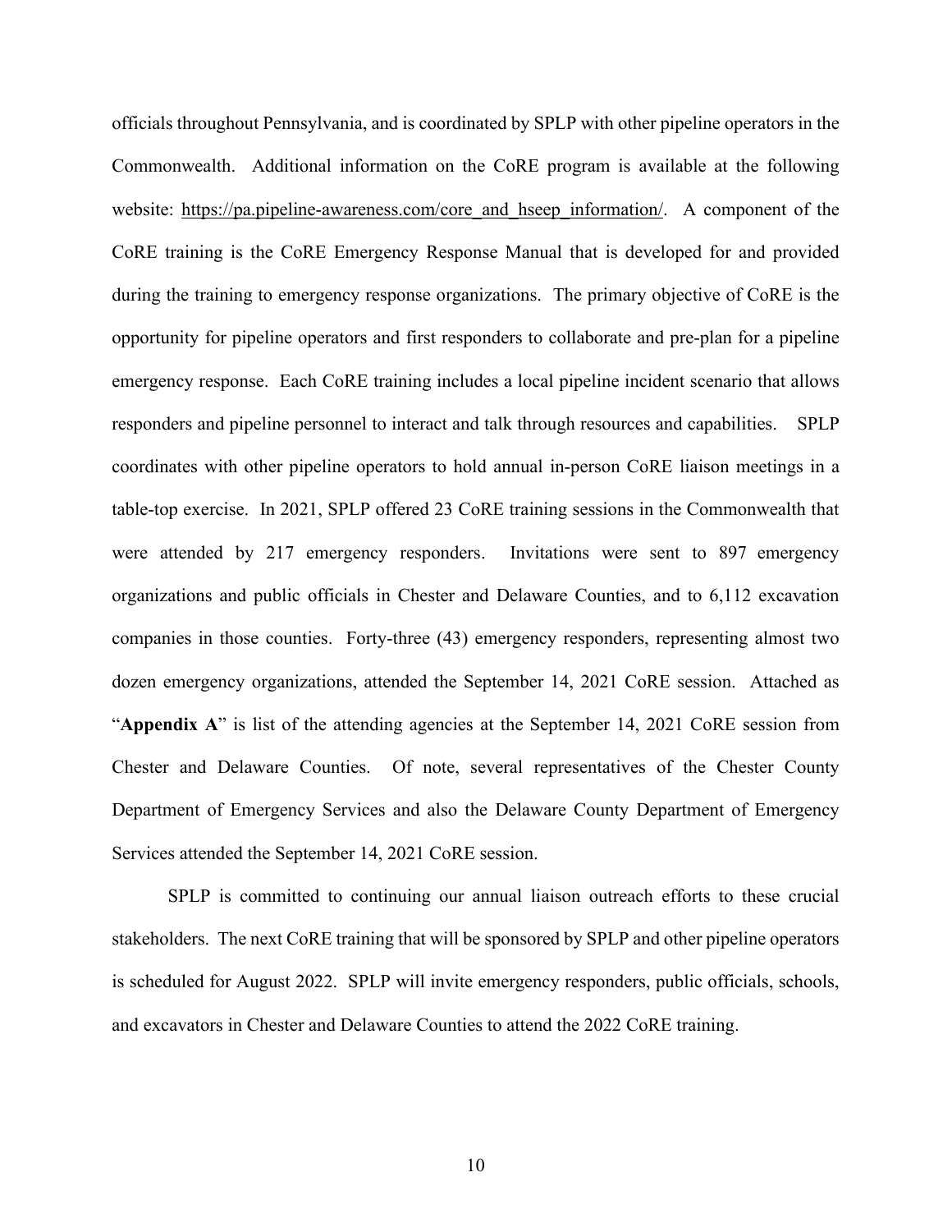officials throughout Pennsylvania, and is coordinated by SPLP with other pipeline operators in the Commonwealth. Additional information on the CoRE program is available at the following website: https://pa.pipeline-awareness.com/core_and_hseep_information/. A component of the CoRE training is the CoRE Emergency Response Manual that is developed for and provided during the training to emergency response organizations. The primary objective of CoRE is the opportunity for pipeline operators and first responders to collaborate and pre-plan for a pipeline emergency response. Each CoRE training includes a local pipeline incident scenario that allows responders and pipeline personnel to interact and talk through resources and capabilities. SPLP coordinates with other pipeline operators to hold annual in-person CoRE liaison meetings in a table-top exercise. In 2021, SPLP offered 23 CoRE training sessions in the Commonwealth that were attended by 217 emergency responders. Invitations were sent to 897 emergency organizations and public officials in Chester and Delaware Counties, and to 6,112 excavation companies in those counties. Forty-three (43) emergency responders, representing almost two dozen emergency organizations, attended the September 14, 2021 CoRE session. Attached as "**Appendix A**" is list of the attending agencies at the September 14, 2021 CoRE session from Chester and Delaware Counties. Of note, several representatives of the Chester County Department of Emergency Services and also the Delaware County Department of Emergency Services attended the September 14, 2021 CoRE session.

SPLP is committed to continuing our annual liaison outreach efforts to these crucial stakeholders. The next CoRE training that will be sponsored by SPLP and other pipeline operators is scheduled for August 2022. SPLP will invite emergency responders, public officials, schools, and excavators in Chester and Delaware Counties to attend the 2022 CoRE training.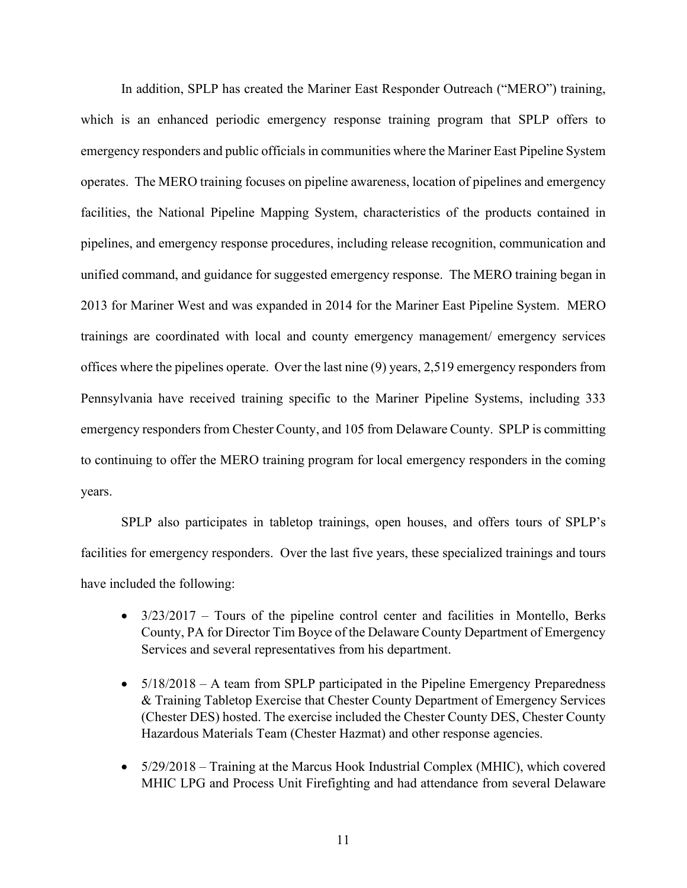In addition, SPLP has created the Mariner East Responder Outreach ("MERO") training, which is an enhanced periodic emergency response training program that SPLP offers to emergency responders and public officials in communities where the Mariner East Pipeline System operates. The MERO training focuses on pipeline awareness, location of pipelines and emergency facilities, the National Pipeline Mapping System, characteristics of the products contained in pipelines, and emergency response procedures, including release recognition, communication and unified command, and guidance for suggested emergency response. The MERO training began in 2013 for Mariner West and was expanded in 2014 for the Mariner East Pipeline System. MERO trainings are coordinated with local and county emergency management/ emergency services offices where the pipelines operate. Over the last nine (9) years, 2,519 emergency responders from Pennsylvania have received training specific to the Mariner Pipeline Systems, including 333 emergency responders from Chester County, and 105 from Delaware County. SPLP is committing to continuing to offer the MERO training program for local emergency responders in the coming years.

SPLP also participates in tabletop trainings, open houses, and offers tours of SPLP's facilities for emergency responders. Over the last five years, these specialized trainings and tours have included the following:

- 3/23/2017 – Tours of the pipeline control center and facilities in Montello, Berks County, PA for Director Tim Boyce of the Delaware County Department of Emergency Services and several representatives from his department.
- 5/18/2018 – A team from SPLP participated in the Pipeline Emergency Preparedness & Training Tabletop Exercise that Chester County Department of Emergency Services (Chester DES) hosted. The exercise included the Chester County DES, Chester County Hazardous Materials Team (Chester Hazmat) and other response agencies.
- 5/29/2018 – Training at the Marcus Hook Industrial Complex (MHIC), which covered MHIC LPG and Process Unit Firefighting and had attendance from several Delaware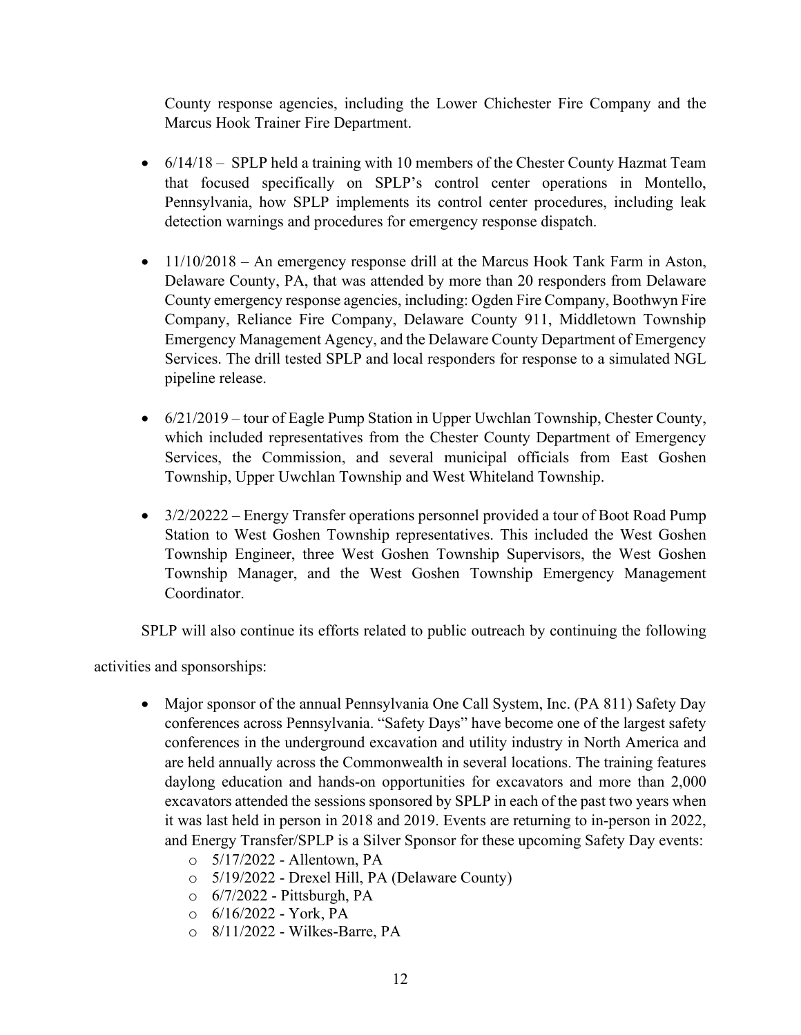County response agencies, including the Lower Chichester Fire Company and the Marcus Hook Trainer Fire Department.

- 6/14/18 – SPLP held a training with 10 members of the Chester County Hazmat Team that focused specifically on SPLP's control center operations in Montello, Pennsylvania, how SPLP implements its control center procedures, including leak detection warnings and procedures for emergency response dispatch.

- 11/10/2018 – An emergency response drill at the Marcus Hook Tank Farm in Aston, Delaware County, PA, that was attended by more than 20 responders from Delaware County emergency response agencies, including: Ogden Fire Company, Boothwyn Fire Company, Reliance Fire Company, Delaware County 911, Middletown Township Emergency Management Agency, and the Delaware County Department of Emergency Services. The drill tested SPLP and local responders for response to a simulated NGL pipeline release.

- 6/21/2019 – tour of Eagle Pump Station in Upper Uwchlan Township, Chester County, which included representatives from the Chester County Department of Emergency Services, the Commission, and several municipal officials from East Goshen Township, Upper Uwchlan Township and West Whiteland Township.

- 3/2/20222 – Energy Transfer operations personnel provided a tour of Boot Road Pump Station to West Goshen Township representatives. This included the West Goshen Township Engineer, three West Goshen Township Supervisors, the West Goshen Township Manager, and the West Goshen Township Emergency Management Coordinator.

SPLP will also continue its efforts related to public outreach by continuing the following activities and sponsorships:

- Major sponsor of the annual Pennsylvania One Call System, Inc. (PA 811) Safety Day conferences across Pennsylvania. "Safety Days" have become one of the largest safety conferences in the underground excavation and utility industry in North America and are held annually across the Commonwealth in several locations. The training features daylong education and hands-on opportunities for excavators and more than 2,000 excavators attended the sessions sponsored by SPLP in each of the past two years when it was last held in person in 2018 and 2019. Events are returning to in-person in 2022, and Energy Transfer/SPLP is a Silver Sponsor for these upcoming Safety Day events:
  - 5/17/2022 - Allentown, PA
  - 5/19/2022 - Drexel Hill, PA (Delaware County)
  - 6/7/2022 - Pittsburgh, PA
  - 6/16/2022 - York, PA
  - 8/11/2022 - Wilkes-Barre, PA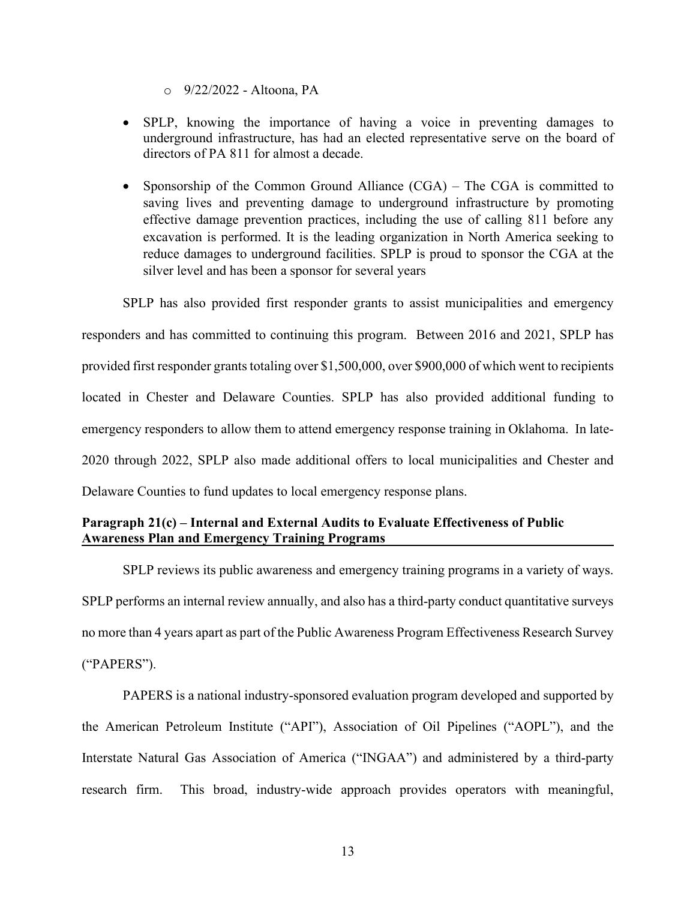- 9/22/2022 - Altoona, PA

- SPLP, knowing the importance of having a voice in preventing damages to underground infrastructure, has had an elected representative serve on the board of directors of PA 811 for almost a decade.

- Sponsorship of the Common Ground Alliance (CGA) – The CGA is committed to saving lives and preventing damage to underground infrastructure by promoting effective damage prevention practices, including the use of calling 811 before any excavation is performed. It is the leading organization in North America seeking to reduce damages to underground facilities. SPLP is proud to sponsor the CGA at the silver level and has been a sponsor for several years

SPLP has also provided first responder grants to assist municipalities and emergency responders and has committed to continuing this program. Between 2016 and 2021, SPLP has provided first responder grants totaling over $1,500,000, over $900,000 of which went to recipients located in Chester and Delaware Counties. SPLP has also provided additional funding to emergency responders to allow them to attend emergency response training in Oklahoma. In late-2020 through 2022, SPLP also made additional offers to local municipalities and Chester and Delaware Counties to fund updates to local emergency response plans.

**<u>Paragraph 21(c) – Internal and External Audits to Evaluate Effectiveness of Public Awareness Plan and Emergency Training Programs</u>**

SPLP reviews its public awareness and emergency training programs in a variety of ways. SPLP performs an internal review annually, and also has a third-party conduct quantitative surveys no more than 4 years apart as part of the Public Awareness Program Effectiveness Research Survey ("PAPERS").

PAPERS is a national industry-sponsored evaluation program developed and supported by the American Petroleum Institute ("API"), Association of Oil Pipelines ("AOPL"), and the Interstate Natural Gas Association of America ("INGAA") and administered by a third-party research firm. This broad, industry-wide approach provides operators with meaningful,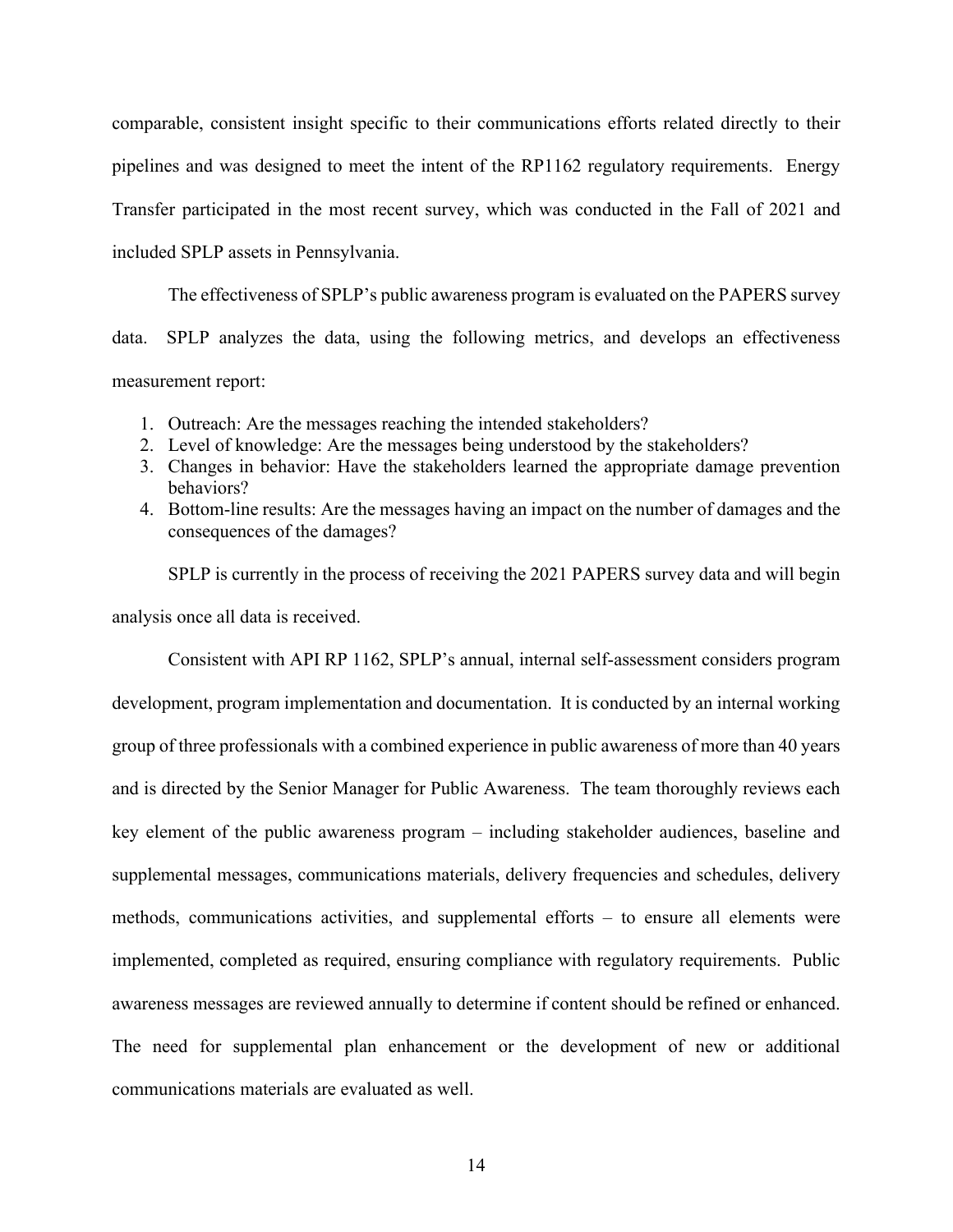comparable, consistent insight specific to their communications efforts related directly to their pipelines and was designed to meet the intent of the RP1162 regulatory requirements. Energy Transfer participated in the most recent survey, which was conducted in the Fall of 2021 and included SPLP assets in Pennsylvania.

The effectiveness of SPLP's public awareness program is evaluated on the PAPERS survey data. SPLP analyzes the data, using the following metrics, and develops an effectiveness measurement report:

1. Outreach: Are the messages reaching the intended stakeholders?
2. Level of knowledge: Are the messages being understood by the stakeholders?
3. Changes in behavior: Have the stakeholders learned the appropriate damage prevention behaviors?
4. Bottom-line results: Are the messages having an impact on the number of damages and the consequences of the damages?

SPLP is currently in the process of receiving the 2021 PAPERS survey data and will begin analysis once all data is received.

Consistent with API RP 1162, SPLP's annual, internal self-assessment considers program development, program implementation and documentation. It is conducted by an internal working group of three professionals with a combined experience in public awareness of more than 40 years and is directed by the Senior Manager for Public Awareness. The team thoroughly reviews each key element of the public awareness program – including stakeholder audiences, baseline and supplemental messages, communications materials, delivery frequencies and schedules, delivery methods, communications activities, and supplemental efforts – to ensure all elements were implemented, completed as required, ensuring compliance with regulatory requirements. Public awareness messages are reviewed annually to determine if content should be refined or enhanced. The need for supplemental plan enhancement or the development of new or additional communications materials are evaluated as well.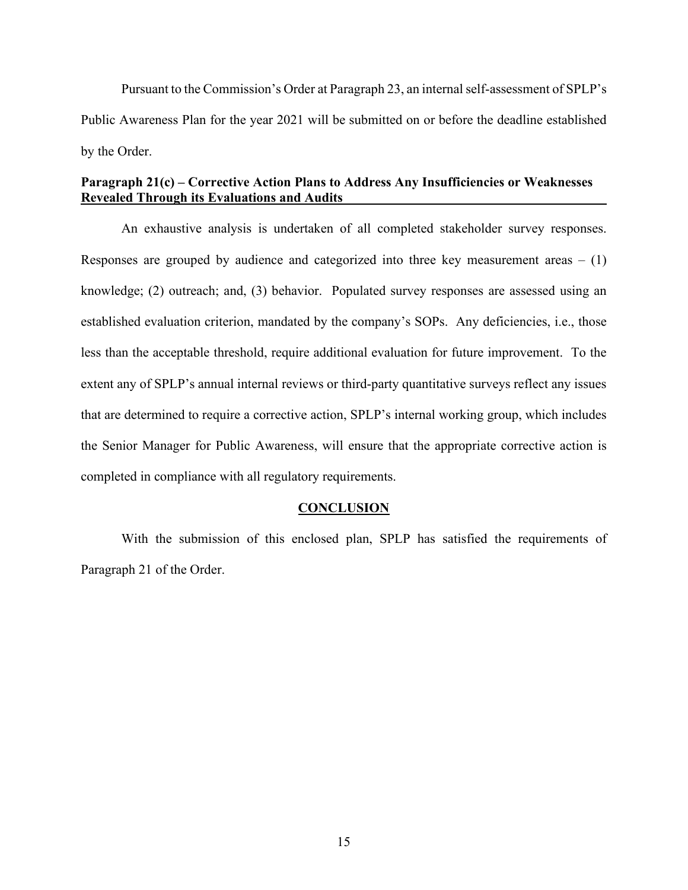Pursuant to the Commission's Order at Paragraph 23, an internal self-assessment of SPLP's Public Awareness Plan for the year 2021 will be submitted on or before the deadline established by the Order.

**Paragraph 21(c) – Corrective Action Plans to Address Any Insufficiencies or Weaknesses Revealed Through its Evaluations and Audits**

An exhaustive analysis is undertaken of all completed stakeholder survey responses. Responses are grouped by audience and categorized into three key measurement areas – (1) knowledge; (2) outreach; and, (3) behavior. Populated survey responses are assessed using an established evaluation criterion, mandated by the company's SOPs. Any deficiencies, i.e., those less than the acceptable threshold, require additional evaluation for future improvement. To the extent any of SPLP's annual internal reviews or third-party quantitative surveys reflect any issues that are determined to require a corrective action, SPLP's internal working group, which includes the Senior Manager for Public Awareness, will ensure that the appropriate corrective action is completed in compliance with all regulatory requirements.

## CONCLUSION

With the submission of this enclosed plan, SPLP has satisfied the requirements of Paragraph 21 of the Order.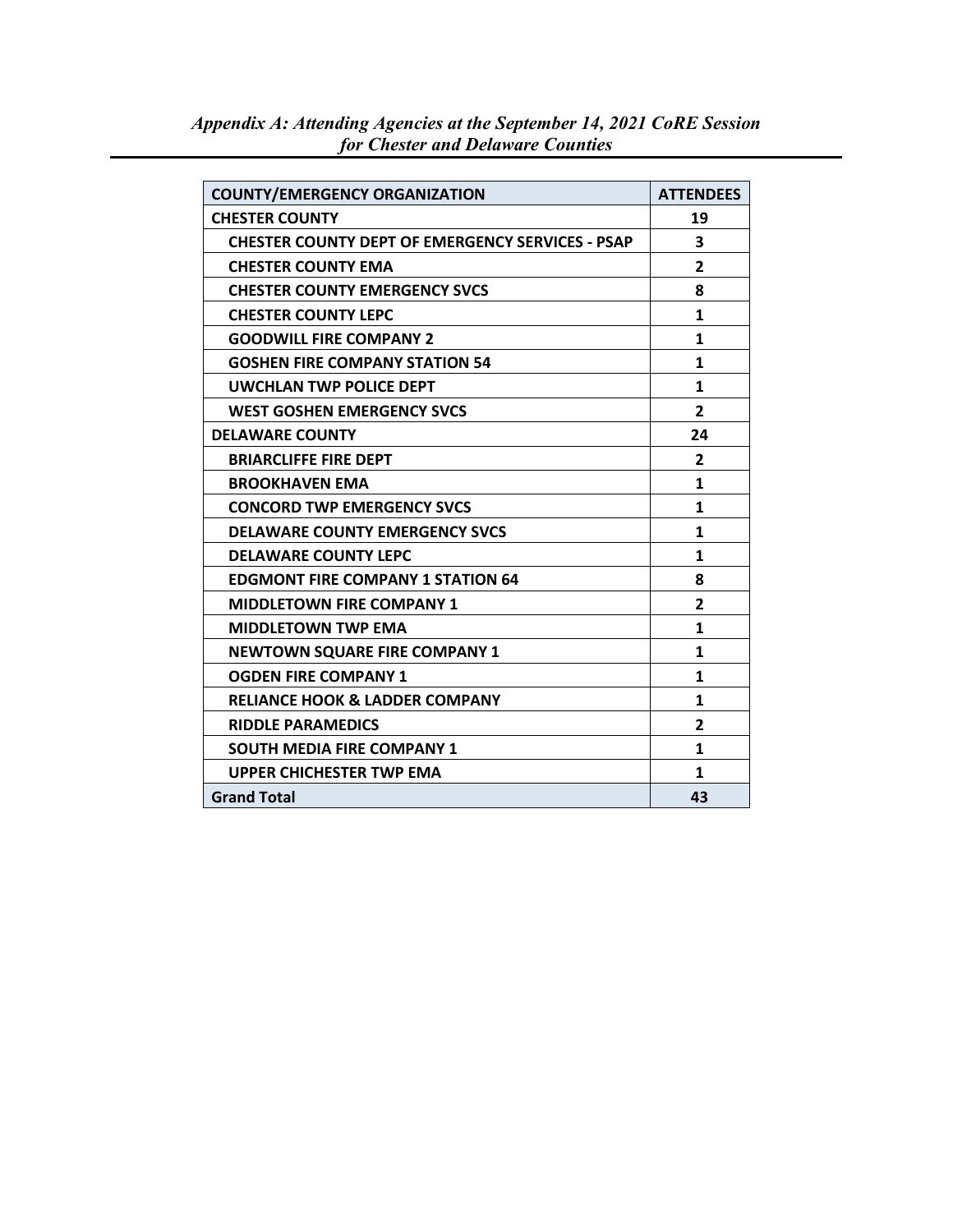*Appendix A: Attending Agencies at the September 14, 2021 CoRE Session for Chester and Delaware Counties*

| COUNTY/EMERGENCY ORGANIZATION | ATTENDEES |
|---|---|
| **CHESTER COUNTY** | **19** |
| CHESTER COUNTY DEPT OF EMERGENCY SERVICES - PSAP | 3 |
| CHESTER COUNTY EMA | 2 |
| CHESTER COUNTY EMERGENCY SVCS | 8 |
| CHESTER COUNTY LEPC | 1 |
| GOODWILL FIRE COMPANY 2 | 1 |
| GOSHEN FIRE COMPANY STATION 54 | 1 |
| UWCHLAN TWP POLICE DEPT | 1 |
| WEST GOSHEN EMERGENCY SVCS | 2 |
| **DELAWARE COUNTY** | **24** |
| BRIARCLIFFE FIRE DEPT | 2 |
| BROOKHAVEN EMA | 1 |
| CONCORD TWP EMERGENCY SVCS | 1 |
| DELAWARE COUNTY EMERGENCY SVCS | 1 |
| DELAWARE COUNTY LEPC | 1 |
| EDGMONT FIRE COMPANY 1 STATION 64 | 8 |
| MIDDLETOWN FIRE COMPANY 1 | 2 |
| MIDDLETOWN TWP EMA | 1 |
| NEWTOWN SQUARE FIRE COMPANY 1 | 1 |
| OGDEN FIRE COMPANY 1 | 1 |
| RELIANCE HOOK & LADDER COMPANY | 1 |
| RIDDLE PARAMEDICS | 2 |
| SOUTH MEDIA FIRE COMPANY 1 | 1 |
| UPPER CHICHESTER TWP EMA | 1 |
| **Grand Total** | **43** |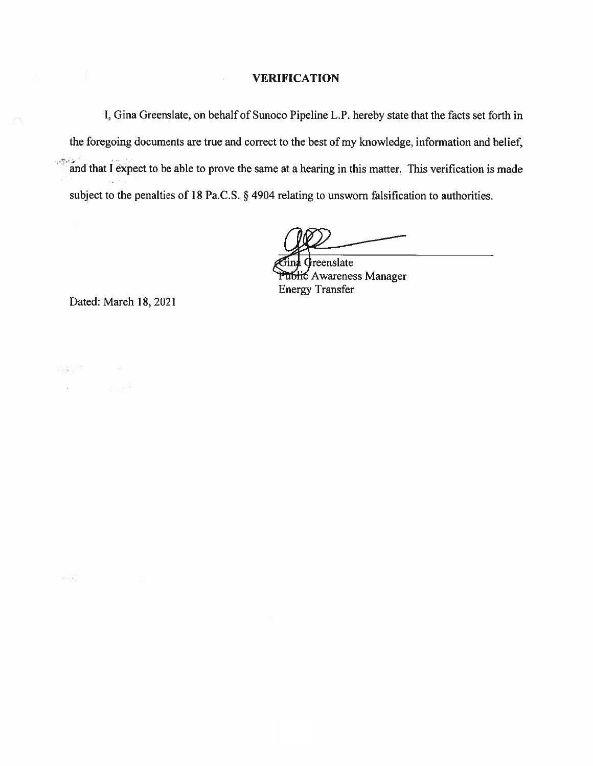# VERIFICATION

I, Gina Greenslate, on behalf of Sunoco Pipeline L.P. hereby state that the facts set forth in the foregoing documents are true and correct to the best of my knowledge, information and belief, and that I expect to be able to prove the same at a hearing in this matter. This verification is made subject to the penalties of 18 Pa.C.S. § 4904 relating to unsworn falsification to authorities.

Gina Greenslate
Public Awareness Manager
Energy Transfer

Dated: March 18, 2021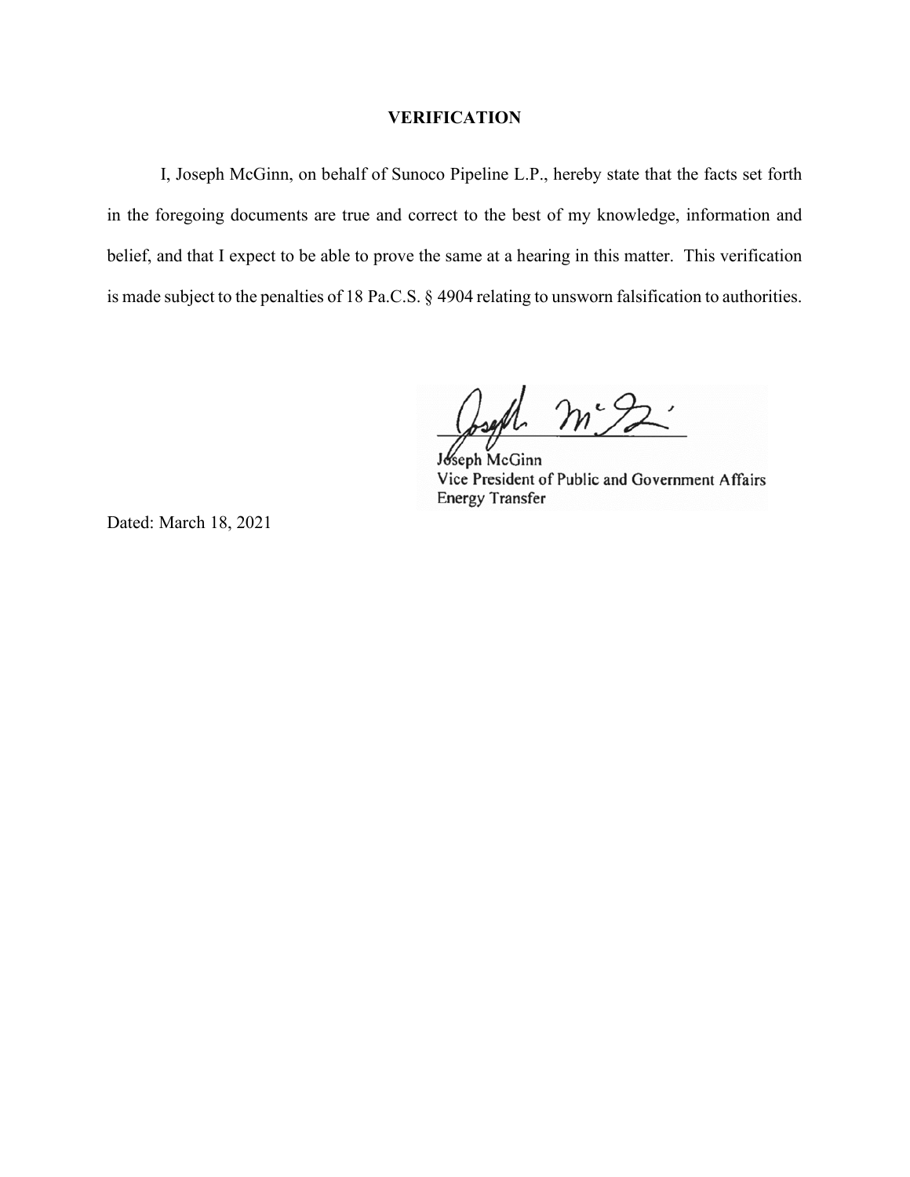## VERIFICATION

I, Joseph McGinn, on behalf of Sunoco Pipeline L.P., hereby state that the facts set forth in the foregoing documents are true and correct to the best of my knowledge, information and belief, and that I expect to be able to prove the same at a hearing in this matter. This verification is made subject to the penalties of 18 Pa.C.S. § 4904 relating to unsworn falsification to authorities.

Joseph McGinn
Vice President of Public and Government Affairs
Energy Transfer

Dated: March 18, 2021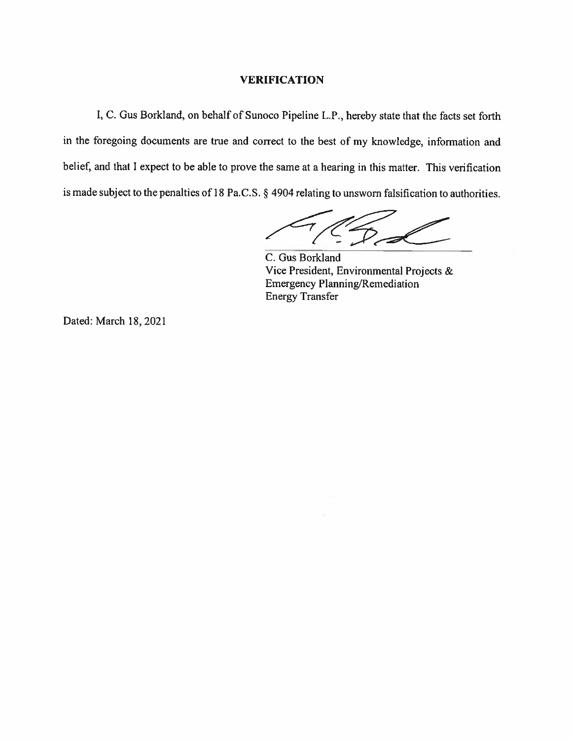## VERIFICATION

I, C. Gus Borkland, on behalf of Sunoco Pipeline L.P., hereby state that the facts set forth in the foregoing documents are true and correct to the best of my knowledge, information and belief, and that I expect to be able to prove the same at a hearing in this matter. This verification is made subject to the penalties of 18 Pa.C.S. § 4904 relating to unsworn falsification to authorities.

C. Gus Borkland
Vice President, Environmental Projects &
Emergency Planning/Remediation
Energy Transfer

Dated: March 18, 2021